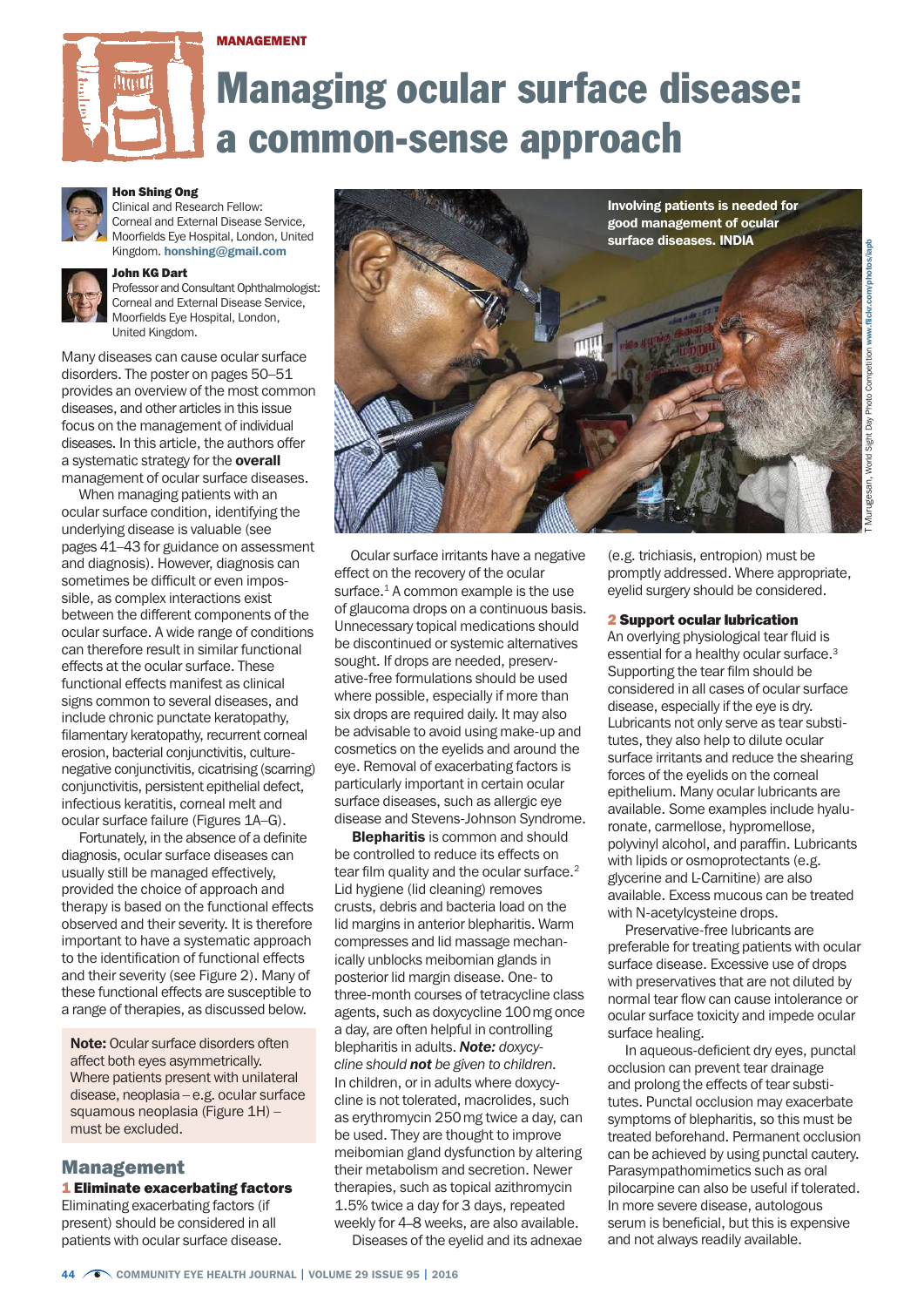MANAGEMENT

# Managing ocular surface disease: a common-sense approach

**Hon Shing Ong**
Clinical and Research Fellow: Corneal and External Disease Service, Moorfields Eye Hospital, London, United Kingdom. **honshing@gmail.com**

**John KG Dart**
Professor and Consultant Ophthalmologist: Corneal and External Disease Service, Moorfields Eye Hospital, London, United Kingdom.

Involving patients is needed for good management of ocular surface diseases. INDIA

T Murugesan, World Sight Day Photo Competition www.flickr.com/photos/iapb

Many diseases can cause ocular surface disorders. The poster on pages 50–51 provides an overview of the most common diseases, and other articles in this issue focus on the management of individual diseases. In this article, the authors offer a systematic strategy for the **overall** management of ocular surface diseases.

When managing patients with an ocular surface condition, identifying the underlying disease is valuable (see pages 41–43 for guidance on assessment and diagnosis). However, diagnosis can sometimes be difficult or even impossible, as complex interactions exist between the different components of the ocular surface. A wide range of conditions can therefore result in similar functional effects at the ocular surface. These functional effects manifest as clinical signs common to several diseases, and include chronic punctate keratopathy, filamentary keratopathy, recurrent corneal erosion, bacterial conjunctivitis, culture-negative conjunctivitis, cicatrising (scarring) conjunctivitis, persistent epithelial defect, infectious keratitis, corneal melt and ocular surface failure (Figures 1A–G).

Fortunately, in the absence of a definite diagnosis, ocular surface diseases can usually still be managed effectively, provided the choice of approach and therapy is based on the functional effects observed and their severity. It is therefore important to have a systematic approach to the identification of functional effects and their severity (see Figure 2). Many of these functional effects are susceptible to a range of therapies, as discussed below.

> **Note:** Ocular surface disorders often affect both eyes asymmetrically. Where patients present with unilateral disease, neoplasia – e.g. ocular surface squamous neoplasia (Figure 1H) – must be excluded.

## Management

### 1 Eliminate exacerbating factors

Eliminating exacerbating factors (if present) should be considered in all patients with ocular surface disease.

Ocular surface irritants have a negative effect on the recovery of the ocular surface.[1] A common example is the use of glaucoma drops on a continuous basis. Unnecessary topical medications should be discontinued or systemic alternatives sought. If drops are needed, preservative-free formulations should be used where possible, especially if more than six drops are required daily. It may also be advisable to avoid using make-up and cosmetics on the eyelids and around the eye. Removal of exacerbating factors is particularly important in certain ocular surface diseases, such as allergic eye disease and Stevens-Johnson Syndrome.

**Blepharitis** is common and should be controlled to reduce its effects on tear film quality and the ocular surface.[2] Lid hygiene (lid cleaning) removes crusts, debris and bacteria load on the lid margins in anterior blepharitis. Warm compresses and lid massage mechanically unblocks meibomian glands in posterior lid margin disease. One- to three-month courses of tetracycline class agents, such as doxycycline 100 mg once a day, are often helpful in controlling blepharitis in adults. ***Note:*** *doxycycline should* ***not*** *be given to children.* In children, or in adults where doxycycline is not tolerated, macrolides, such as erythromycin 250 mg twice a day, can be used. They are thought to improve meibomian gland dysfunction by altering their metabolism and secretion. Newer therapies, such as topical azithromycin 1.5% twice a day for 3 days, repeated weekly for 4–8 weeks, are also available.

Diseases of the eyelid and its adnexae (e.g. trichiasis, entropion) must be promptly addressed. Where appropriate, eyelid surgery should be considered.

### 2 Support ocular lubrication

An overlying physiological tear fluid is essential for a healthy ocular surface.[3] Supporting the tear film should be considered in all cases of ocular surface disease, especially if the eye is dry. Lubricants not only serve as tear substitutes, they also help to dilute ocular surface irritants and reduce the shearing forces of the eyelids on the corneal epithelium. Many ocular lubricants are available. Some examples include hyaluronate, carmellose, hypromellose, polyvinyl alcohol, and paraffin. Lubricants with lipids or osmoprotectants (e.g. glycerine and L-Carnitine) are also available. Excess mucous can be treated with N-acetylcysteine drops.

Preservative-free lubricants are preferable for treating patients with ocular surface disease. Excessive use of drops with preservatives that are not diluted by normal tear flow can cause intolerance or ocular surface toxicity and impede ocular surface healing.

In aqueous-deficient dry eyes, punctal occlusion can prevent tear drainage and prolong the effects of tear substitutes. Punctal occlusion may exacerbate symptoms of blepharitis, so this must be treated beforehand. Permanent occlusion can be achieved by using punctal cautery. Parasympathomimetics such as oral pilocarpine can also be useful if tolerated. In more severe disease, autologous serum is beneficial, but this is expensive and not always readily available.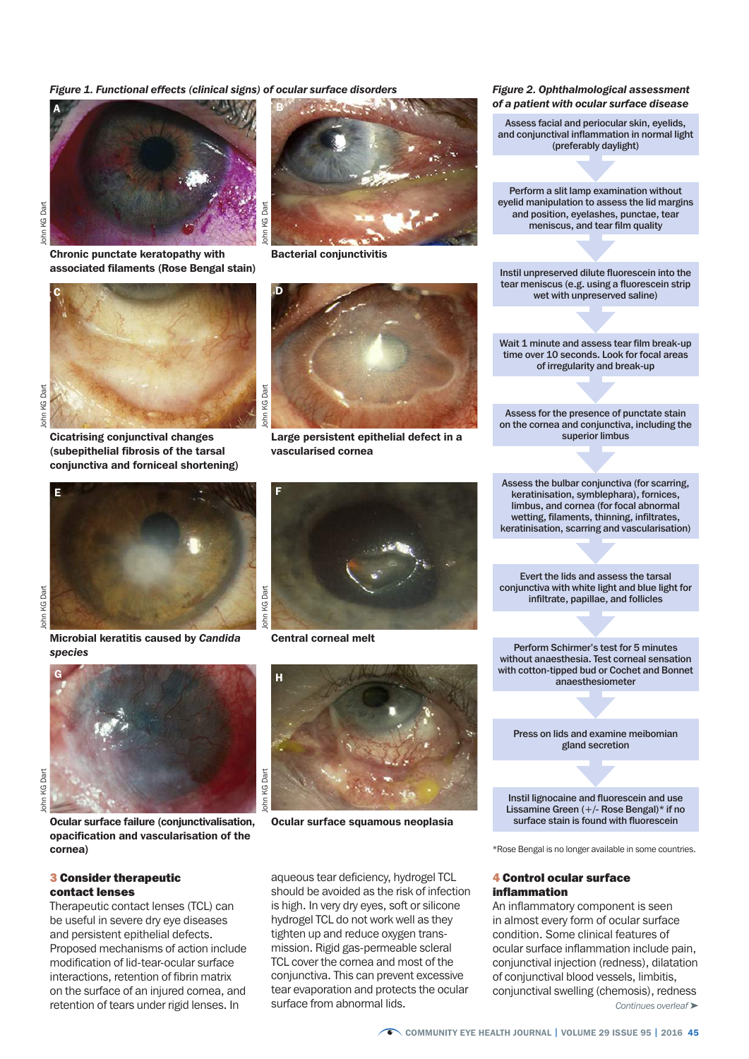*Figure 1. Functional effects (clinical signs) of ocular surface disorders*

**A** — Chronic punctate keratopathy with associated filaments (Rose Bengal stain)

**B** — Bacterial conjunctivitis

**C** — Cicatrising conjunctival changes (subepithelial fibrosis of the tarsal conjunctiva and forniceal shortening)

**D** — Large persistent epithelial defect in a vascularised cornea

**E** — Microbial keratitis caused by *Candida* species

**F** — Central corneal melt

**G** — Ocular surface failure (conjunctivalisation, opacification and vascularisation of the cornea)

**H** — Ocular surface squamous neoplasia

John KG Dart

*Figure 2. Ophthalmological assessment of a patient with ocular surface disease*

1. Assess facial and periocular skin, eyelids, and conjunctival inflammation in normal light (preferably daylight)
2. Perform a slit lamp examination without eyelid manipulation to assess the lid margins and position, eyelashes, punctae, tear meniscus, and tear film quality
3. Instil unpreserved dilute fluorescein into the tear meniscus (e.g. using a fluorescein strip wet with unpreserved saline)
4. Wait 1 minute and assess tear film break-up time over 10 seconds. Look for focal areas of irregularity and break-up
5. Assess for the presence of punctate stain on the cornea and conjunctiva, including the superior limbus
6. Assess the bulbar conjunctiva (for scarring, keratinisation, symblephara), fornices, limbus, and cornea (for focal abnormal wetting, filaments, thinning, infiltrates, keratinisation, scarring and vascularisation)
7. Evert the lids and assess the tarsal conjunctiva with white light and blue light for infiltrate, papillae, and follicles
8. Perform Schirmer's test for 5 minutes without anaesthesia. Test corneal sensation with cotton-tipped bud or Cochet and Bonnet anaesthesiometer
9. Press on lids and examine meibomian gland secretion
10. Instil lignocaine and fluorescein and use Lissamine Green (+/- Rose Bengal)* if no surface stain is found with fluorescein

*Rose Bengal is no longer available in some countries.

### 3 Consider therapeutic contact lenses

Therapeutic contact lenses (TCL) can be useful in severe dry eye diseases and persistent epithelial defects. Proposed mechanisms of action include modification of lid-tear-ocular surface interactions, retention of fibrin matrix on the surface of an injured cornea, and retention of tears under rigid lenses. In aqueous tear deficiency, hydrogel TCL should be avoided as the risk of infection is high. In very dry eyes, soft or silicone hydrogel TCL do not work well as they tighten up and reduce oxygen transmission. Rigid gas-permeable scleral TCL cover the cornea and most of the conjunctiva. This can prevent excessive tear evaporation and protects the ocular surface from abnormal lids.

### 4 Control ocular surface inflammation

An inflammatory component is seen in almost every form of ocular surface condition. Some clinical features of ocular surface inflammation include pain, conjunctival injection (redness), dilatation of conjunctival blood vessels, limbitis, conjunctival swelling (chemosis), redness

*Continues overleaf ➤*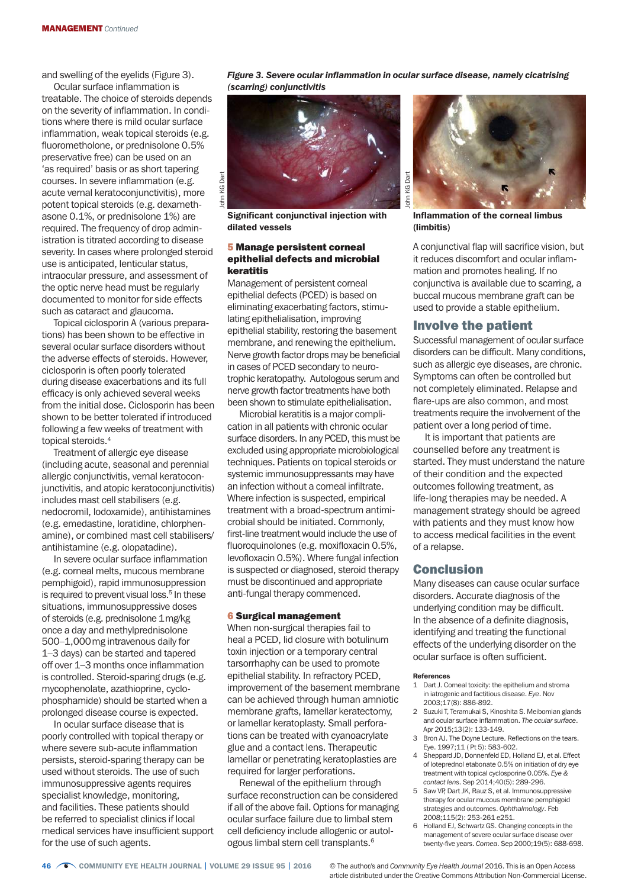and swelling of the eyelids (Figure 3).

Ocular surface inflammation is treatable. The choice of steroids depends on the severity of inflammation. In conditions where there is mild ocular surface inflammation, weak topical steroids (e.g. fluorometholone, or prednisolone 0.5% preservative free) can be used on an 'as required' basis or as short tapering courses. In severe inflammation (e.g. acute vernal keratoconjunctivitis), more potent topical steroids (e.g. dexamethasone 0.1%, or prednisolone 1%) are required. The frequency of drop administration is titrated according to disease severity. In cases where prolonged steroid use is anticipated, lenticular status, intraocular pressure, and assessment of the optic nerve head must be regularly documented to monitor for side effects such as cataract and glaucoma.

Topical ciclosporin A (various preparations) has been shown to be effective in several ocular surface disorders without the adverse effects of steroids. However, ciclosporin is often poorly tolerated during disease exacerbations and its full efficacy is only achieved several weeks from the initial dose. Ciclosporin has been shown to be better tolerated if introduced following a few weeks of treatment with topical steroids.[4]

Treatment of allergic eye disease (including acute, seasonal and perennial allergic conjunctivitis, vernal keratoconjunctivitis, and atopic keratoconjunctivitis) includes mast cell stabilisers (e.g. nedocromil, lodoxamide), antihistamines (e.g. emedastine, loratidine, chlorphenamine), or combined mast cell stabilisers/antihistamine (e.g. olopatadine).

In severe ocular surface inflammation (e.g. corneal melts, mucous membrane pemphigoid), rapid immunosuppression is required to prevent visual loss.[5] In these situations, immunosuppressive doses of steroids (e.g. prednisolone 1 mg/kg once a day and methylprednisolone 500–1,000 mg intravenous daily for 1–3 days) can be started and tapered off over 1–3 months once inflammation is controlled. Steroid-sparing drugs (e.g. mycophenolate, azathioprine, cyclophosphamide) should be started when a prolonged disease course is expected.

In ocular surface disease that is poorly controlled with topical therapy or where severe sub-acute inflammation persists, steroid-sparing therapy can be used without steroids. The use of such immunosuppressive agents requires specialist knowledge, monitoring, and facilities. These patients should be referred to specialist clinics if local medical services have insufficient support for the use of such agents.

***Figure 3. Severe ocular inflammation in ocular surface disease, namely cicatrising (scarring) conjunctivitis***

John KG Dart

**Significant conjunctival injection with dilated vessels**

John KG Dart

**Inflammation of the corneal limbus (limbitis)**

### 5 Manage persistent corneal epithelial defects and microbial keratitis

Management of persistent corneal epithelial defects (PCED) is based on eliminating exacerbating factors, stimulating epithelialisation, improving epithelial stability, restoring the basement membrane, and renewing the epithelium. Nerve growth factor drops may be beneficial in cases of PCED secondary to neurotrophic keratopathy. Autologous serum and nerve growth factor treatments have both been shown to stimulate epithelialisation.

Microbial keratitis is a major complication in all patients with chronic ocular surface disorders. In any PCED, this must be excluded using appropriate microbiological techniques. Patients on topical steroids or systemic immunosuppressants may have an infection without a corneal infiltrate. Where infection is suspected, empirical treatment with a broad-spectrum antimicrobial should be initiated. Commonly, first-line treatment would include the use of fluoroquinolones (e.g. moxifloxacin 0.5%, levofloxacin 0.5%). Where fungal infection is suspected or diagnosed, steroid therapy must be discontinued and appropriate anti-fungal therapy commenced.

### 6 Surgical management

When non-surgical therapies fail to heal a PCED, lid closure with botulinum toxin injection or a temporary central tarsorrhaphy can be used to promote epithelial stability. In refractory PCED, improvement of the basement membrane can be achieved through human amniotic membrane grafts, lamellar keratectomy, or lamellar keratoplasty. Small perforations can be treated with cyanoacrylate glue and a contact lens. Therapeutic lamellar or penetrating keratoplasties are required for larger perforations.

Renewal of the epithelium through surface reconstruction can be considered if all of the above fail. Options for managing ocular surface failure due to limbal stem cell deficiency include allogenic or autologous limbal stem cell transplants.[6]

A conjunctival flap will sacrifice vision, but it reduces discomfort and ocular inflammation and promotes healing. If no conjunctiva is available due to scarring, a buccal mucous membrane graft can be used to provide a stable epithelium.

## Involve the patient

Successful management of ocular surface disorders can be difficult. Many conditions, such as allergic eye diseases, are chronic. Symptoms can often be controlled but not completely eliminated. Relapse and flare-ups are also common, and most treatments require the involvement of the patient over a long period of time.

It is important that patients are counselled before any treatment is started. They must understand the nature of their condition and the expected outcomes following treatment, as life-long therapies may be needed. A management strategy should be agreed with patients and they must know how to access medical facilities in the event of a relapse.

## Conclusion

Many diseases can cause ocular surface disorders. Accurate diagnosis of the underlying condition may be difficult. In the absence of a definite diagnosis, identifying and treating the functional effects of the underlying disorder on the ocular surface is often sufficient.

#### References

1. Dart J. Corneal toxicity: the epithelium and stroma in iatrogenic and factitious disease. Eye. Nov 2003;17(8): 886-892.
2. Suzuki T, Teramukai S, Kinoshita S. Meibomian glands and ocular surface inflammation. *The ocular surface*. Apr 2015;13(2): 133-149.
3. Bron AJ. The Doyne Lecture. Reflections on the tears. Eye. 1997;11 ( Pt 5): 583-602.
4. Sheppard JD, Donnenfeld ED, Holland EJ, et al. Effect of loteprednol etabonate 0.5% on initiation of dry eye treatment with topical cyclosporine 0.05%. *Eye & contact lens*. Sep 2014;40(5): 289-296.
5. Saw VP, Dart JK, Rauz S, et al. Immunosuppressive therapy for ocular mucous membrane pemphigoid strategies and outcomes. *Ophthalmology*. Feb 2008;115(2): 253-261 e251.
6. Holland EJ, Schwartz GS. Changing concepts in the management of severe ocular surface disease over twenty-five years. *Cornea*. Sep 2000;19(5): 688-698.

© The author/s and *Community Eye Health Journal* 2016. This is an Open Access article distributed under the Creative Commons Attribution Non-Commercial License.